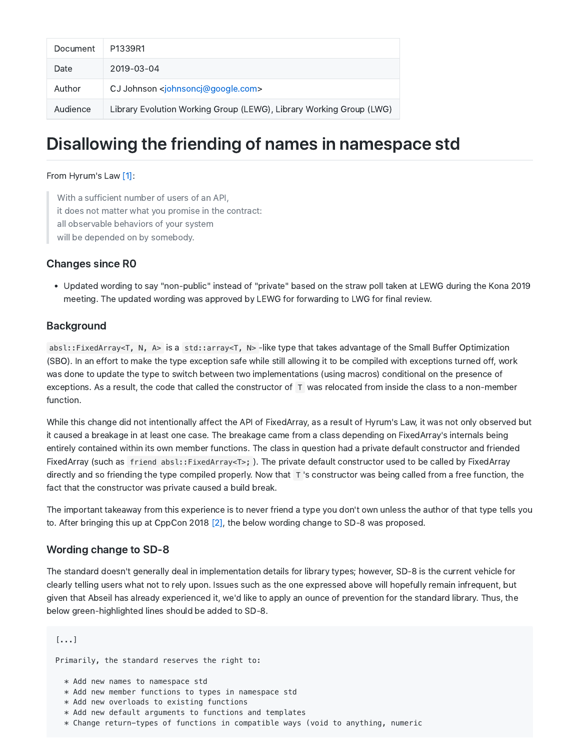| | |
|---|---|
| Document | P1339R1 |
| Date | 2019-03-04 |
| Author | CJ Johnson <johnsoncj@google.com> |
| Audience | Library Evolution Working Group (LEWG), Library Working Group (LWG) |

# Disallowing the friending of names in namespace std

From Hyrum's Law [1]:

> With a sufficient number of users of an API,
> it does not matter what you promise in the contract:
> all observable behaviors of your system
> will be depended on by somebody.

### Changes since R0

- Updated wording to say "non-public" instead of "private" based on the straw poll taken at LEWG during the Kona 2019 meeting. The updated wording was approved by LEWG for forwarding to LWG for final review.

### Background

`absl::FixedArray<T, N, A>` is a `std::array<T, N>`-like type that takes advantage of the Small Buffer Optimization (SBO). In an effort to make the type exception safe while still allowing it to be compiled with exceptions turned off, work was done to update the type to switch between two implementations (using macros) conditional on the presence of exceptions. As a result, the code that called the constructor of `T` was relocated from inside the class to a non-member function.

While this change did not intentionally affect the API of FixedArray, as a result of Hyrum's Law, it was not only observed but it caused a breakage in at least one case. The breakage came from a class depending on FixedArray's internals being entirely contained within its own member functions. The class in question had a private default constructor and friended FixedArray (such as `friend absl::FixedArray<T>;`). The private default constructor used to be called by FixedArray directly and so friending the type compiled properly. Now that `T`'s constructor was being called from a free function, the fact that the constructor was private caused a build break.

The important takeaway from this experience is to never friend a type you don't own unless the author of that type tells you to. After bringing this up at CppCon 2018 [2], the below wording change to SD-8 was proposed.

### Wording change to SD-8

The standard doesn't generally deal in implementation details for library types; however, SD-8 is the current vehicle for clearly telling users what not to rely upon. Issues such as the one expressed above will hopefully remain infrequent, but given that Abseil has already experienced it, we'd like to apply an ounce of prevention for the standard library. Thus, the below green-highlighted lines should be added to SD-8.

```
[...]

Primarily, the standard reserves the right to:

  * Add new names to namespace std
  * Add new member functions to types in namespace std
  * Add new overloads to existing functions
  * Add new default arguments to functions and templates
  * Change return-types of functions in compatible ways (void to anything, numeric
```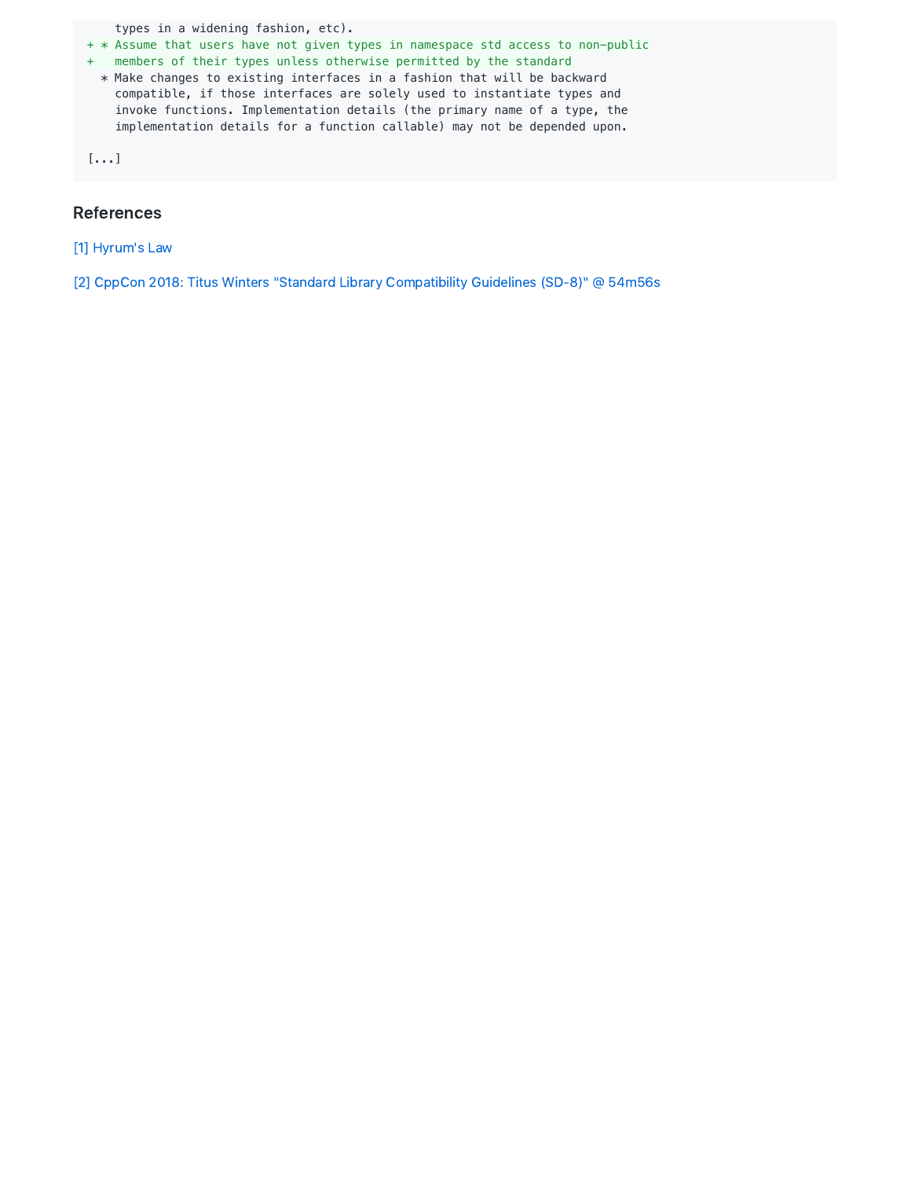```
    types in a widening fashion, etc).
+ * Assume that users have not given types in namespace std access to non-public
+   members of their types unless otherwise permitted by the standard
  * Make changes to existing interfaces in a fashion that will be backward
    compatible, if those interfaces are solely used to instantiate types and
    invoke functions. Implementation details (the primary name of a type, the
    implementation details for a function callable) may not be depended upon.

[...]
```

## References

[1] Hyrum's Law

[2] CppCon 2018: Titus Winters "Standard Library Compatibility Guidelines (SD-8)" @ 54m56s